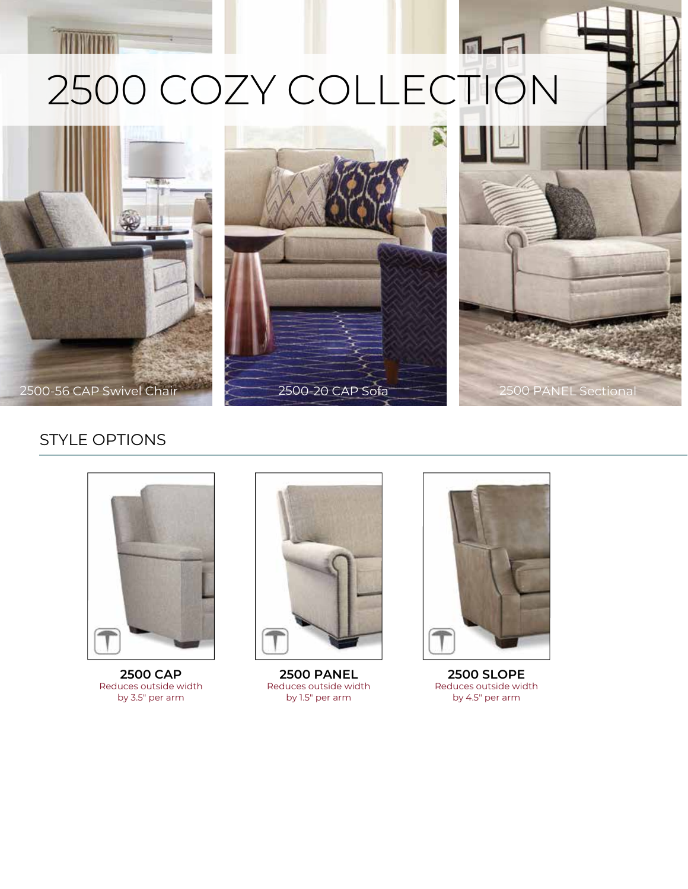# 2500 COZY COLLECTION

2500-56 CAP Swivel Chair

2500-20 CAP Sofa

2500 PANEL Sectional

## STYLE OPTIONS

**2500 CAP**
Reduces outside width by 3.5" per arm

**2500 PANEL**
Reduces outside width by 1.5" per arm

**2500 SLOPE**
Reduces outside width by 4.5" per arm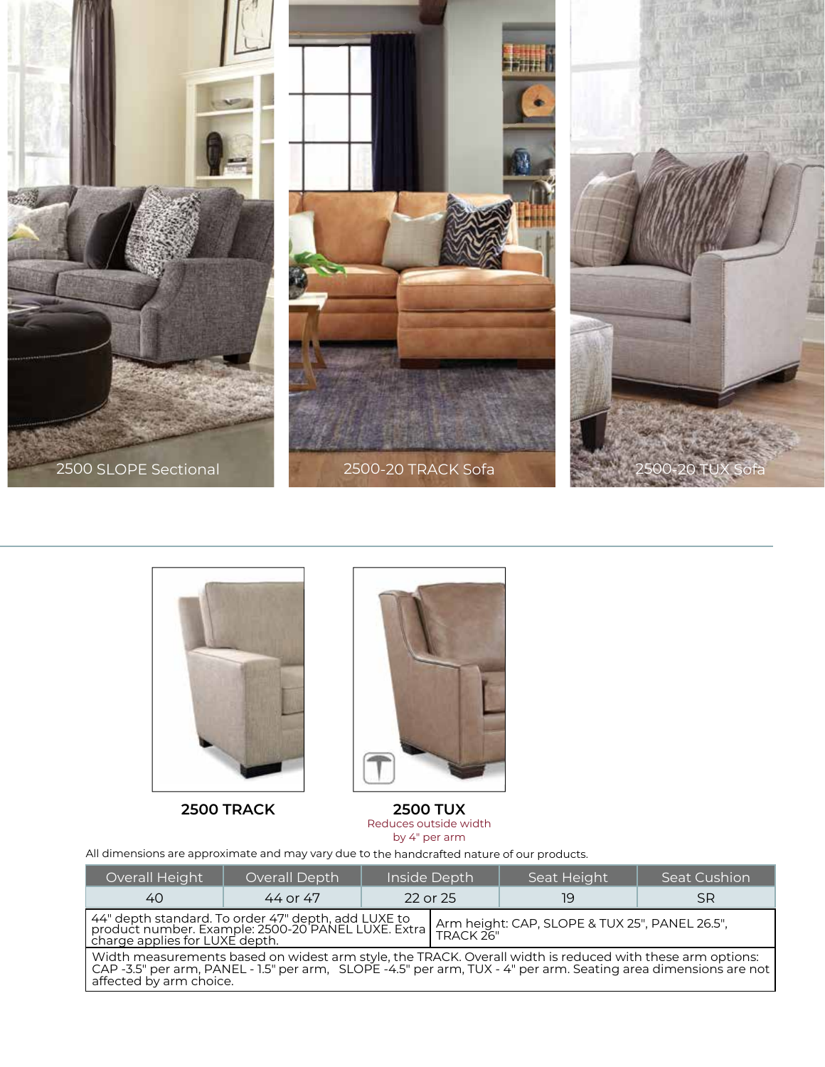2500 SLOPE Sectional

2500-20 TRACK Sofa

2500-20 TUX Sofa

**2500 TRACK**

**2500 TUX**
Reduces outside width by 4" per arm

All dimensions are approximate and may vary due to the handcrafted nature of our products.

| Overall Height | Overall Depth | Inside Depth | Seat Height | Seat Cushion |
|---|---|---|---|---|
| 40 | 44 or 47 | 22 or 25 | 19 | SR |

44" depth standard. To order 47" depth, add LUXE to product number. Example: 2500-20 PANEL LUXE. Extra charge applies for LUXE depth.

Arm height: CAP, SLOPE & TUX 25", PANEL 26.5", TRACK 26"

Width measurements based on widest arm style, the TRACK. Overall width is reduced with these arm options: CAP -3.5" per arm, PANEL - 1.5" per arm, SLOPE -4.5" per arm, TUX - 4" per arm. Seating area dimensions are not affected by arm choice.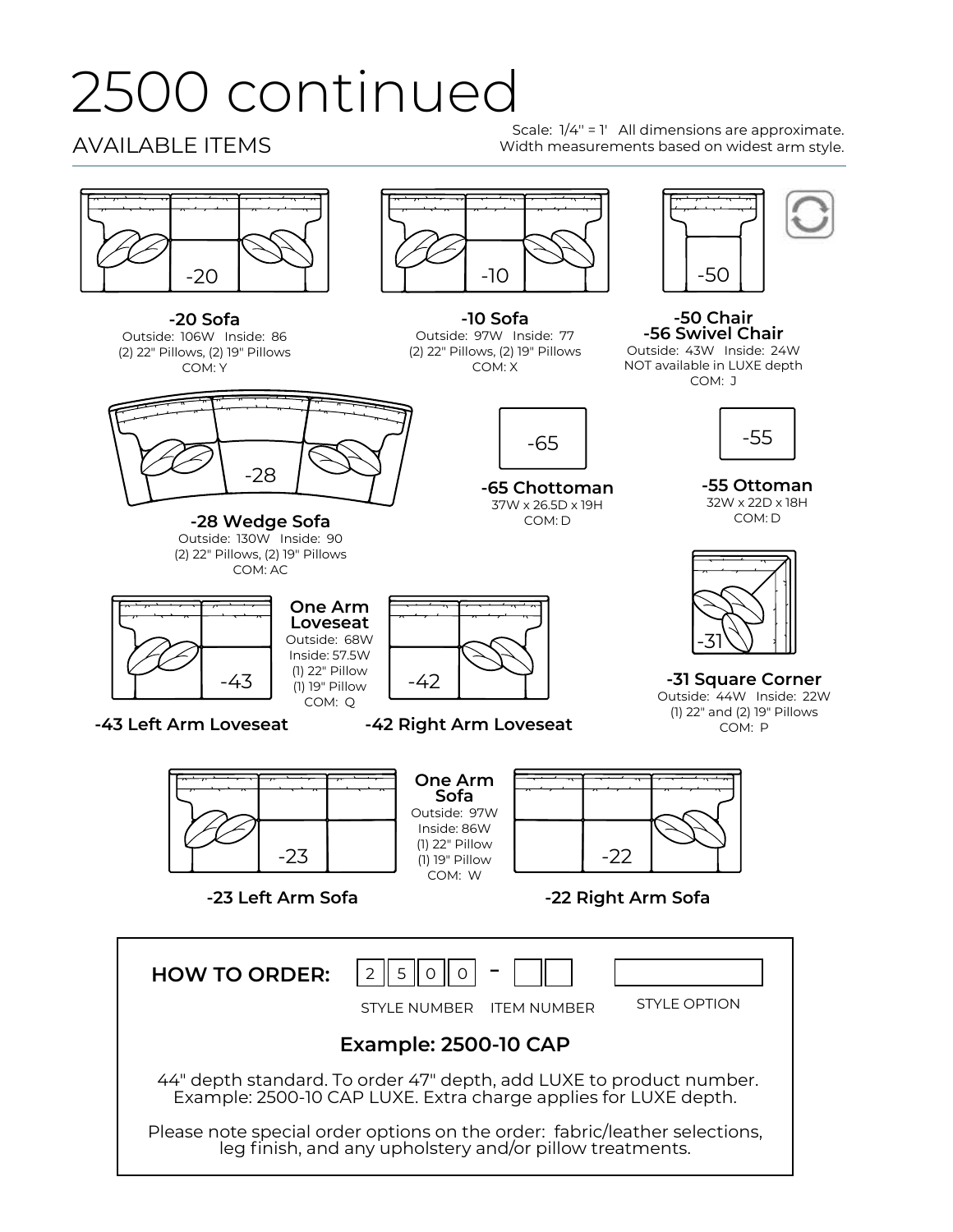# 2500 continued

## AVAILABLE ITEMS

Scale: 1/4" = 1' All dimensions are approximate.
Width measurements based on widest arm style.

-20

**-20 Sofa**
Outside: 106W Inside: 86
(2) 22" Pillows, (2) 19" Pillows
COM: Y

-10

**-10 Sofa**
Outside: 97W Inside: 77
(2) 22" Pillows, (2) 19" Pillows
COM: X

-50

**-50 Chair**
**-56 Swivel Chair**
Outside: 43W Inside: 24W
NOT available in LUXE depth
COM: J

-28

**-28 Wedge Sofa**
Outside: 130W Inside: 90
(2) 22" Pillows, (2) 19" Pillows
COM: AC

-65

**-65 Chottoman**
37W x 26.5D x 19H
COM: D

-55

**-55 Ottoman**
32W x 22D x 18H
COM: D

-43

**-43 Left Arm Loveseat**

**One Arm Loveseat**
Outside: 68W
Inside: 57.5W
(1) 22" Pillow
(1) 19" Pillow
COM: Q

-42

**-42 Right Arm Loveseat**

-31

**-31 Square Corner**
Outside: 44W Inside: 22W
(1) 22" and (2) 19" Pillows
COM: P

-23

**-23 Left Arm Sofa**

**One Arm Sofa**
Outside: 97W
Inside: 86W
(1) 22" Pillow
(1) 19" Pillow
COM: W

-22

**-22 Right Arm Sofa**

**HOW TO ORDER:** 2 5 0 0 - [ ][ ] [ ]

STYLE NUMBER ITEM NUMBER STYLE OPTION

**Example: 2500-10 CAP**

44" depth standard. To order 47" depth, add LUXE to product number.
Example: 2500-10 CAP LUXE. Extra charge applies for LUXE depth.

Please note special order options on the order: fabric/leather selections, leg finish, and any upholstery and/or pillow treatments.